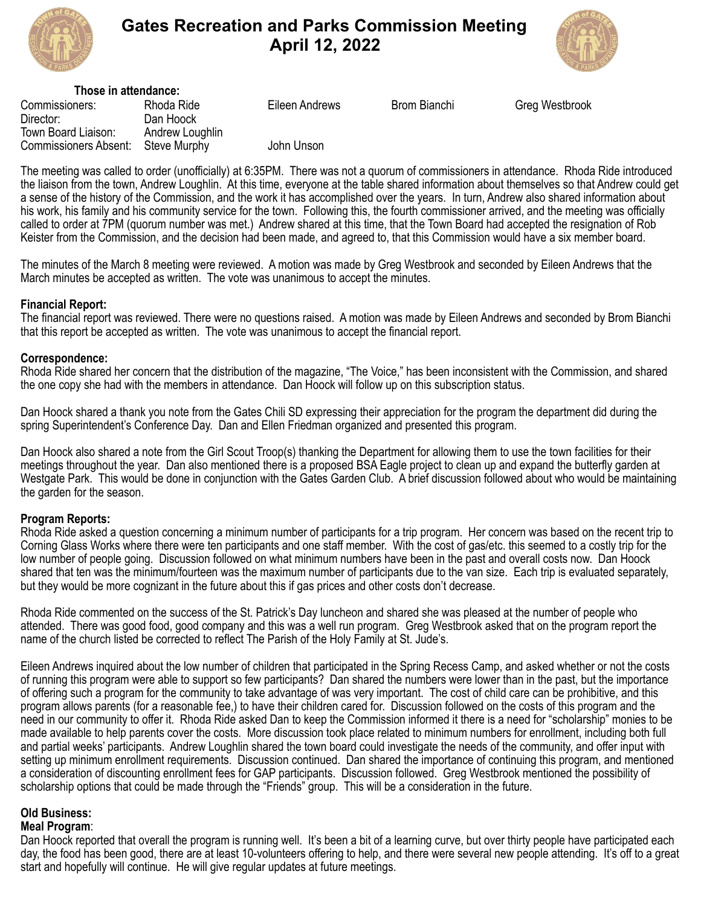# Gates Recreation and Parks Commission Meeting
## April 12, 2022

**Those in attendance:**

| | | | | |
|---|---|---|---|---|
| Commissioners: | Rhoda Ride | Eileen Andrews | Brom Bianchi | Greg Westbrook |
| Director: | Dan Hoock | | | |
| Town Board Liaison: | Andrew Loughlin | | | |
| Commissioners Absent: | Steve Murphy | John Unson | | |

The meeting was called to order (unofficially) at 6:35PM. There was not a quorum of commissioners in attendance. Rhoda Ride introduced the liaison from the town, Andrew Loughlin. At this time, everyone at the table shared information about themselves so that Andrew could get a sense of the history of the Commission, and the work it has accomplished over the years. In turn, Andrew also shared information about his work, his family and his community service for the town. Following this, the fourth commissioner arrived, and the meeting was officially called to order at 7PM (quorum number was met.) Andrew shared at this time, that the Town Board had accepted the resignation of Rob Keister from the Commission, and the decision had been made, and agreed to, that this Commission would have a six member board.

The minutes of the March 8 meeting were reviewed. A motion was made by Greg Westbrook and seconded by Eileen Andrews that the March minutes be accepted as written. The vote was unanimous to accept the minutes.

**Financial Report:**
The financial report was reviewed. There were no questions raised. A motion was made by Eileen Andrews and seconded by Brom Bianchi that this report be accepted as written. The vote was unanimous to accept the financial report.

**Correspondence:**
Rhoda Ride shared her concern that the distribution of the magazine, "The Voice," has been inconsistent with the Commission, and shared the one copy she had with the members in attendance. Dan Hoock will follow up on this subscription status.

Dan Hoock shared a thank you note from the Gates Chili SD expressing their appreciation for the program the department did during the spring Superintendent's Conference Day. Dan and Ellen Friedman organized and presented this program.

Dan Hoock also shared a note from the Girl Scout Troop(s) thanking the Department for allowing them to use the town facilities for their meetings throughout the year. Dan also mentioned there is a proposed BSA Eagle project to clean up and expand the butterfly garden at Westgate Park. This would be done in conjunction with the Gates Garden Club. A brief discussion followed about who would be maintaining the garden for the season.

**Program Reports:**
Rhoda Ride asked a question concerning a minimum number of participants for a trip program. Her concern was based on the recent trip to Corning Glass Works where there were ten participants and one staff member. With the cost of gas/etc. this seemed to a costly trip for the low number of people going. Discussion followed on what minimum numbers have been in the past and overall costs now. Dan Hoock shared that ten was the minimum/fourteen was the maximum number of participants due to the van size. Each trip is evaluated separately, but they would be more cognizant in the future about this if gas prices and other costs don't decrease.

Rhoda Ride commented on the success of the St. Patrick's Day luncheon and shared she was pleased at the number of people who attended. There was good food, good company and this was a well run program. Greg Westbrook asked that on the program report the name of the church listed be corrected to reflect The Parish of the Holy Family at St. Jude's.

Eileen Andrews inquired about the low number of children that participated in the Spring Recess Camp, and asked whether or not the costs of running this program were able to support so few participants? Dan shared the numbers were lower than in the past, but the importance of offering such a program for the community to take advantage of was very important. The cost of child care can be prohibitive, and this program allows parents (for a reasonable fee,) to have their children cared for. Discussion followed on the costs of this program and the need in our community to offer it. Rhoda Ride asked Dan to keep the Commission informed it there is a need for "scholarship" monies to be made available to help parents cover the costs. More discussion took place related to minimum numbers for enrollment, including both full and partial weeks' participants. Andrew Loughlin shared the town board could investigate the needs of the community, and offer input with setting up minimum enrollment requirements. Discussion continued. Dan shared the importance of continuing this program, and mentioned a consideration of discounting enrollment fees for GAP participants. Discussion followed. Greg Westbrook mentioned the possibility of scholarship options that could be made through the "Friends" group. This will be a consideration in the future.

**Old Business:**

**Meal Program**:
Dan Hoock reported that overall the program is running well. It's been a bit of a learning curve, but over thirty people have participated each day, the food has been good, there are at least 10-volunteers offering to help, and there were several new people attending. It's off to a great start and hopefully will continue. He will give regular updates at future meetings.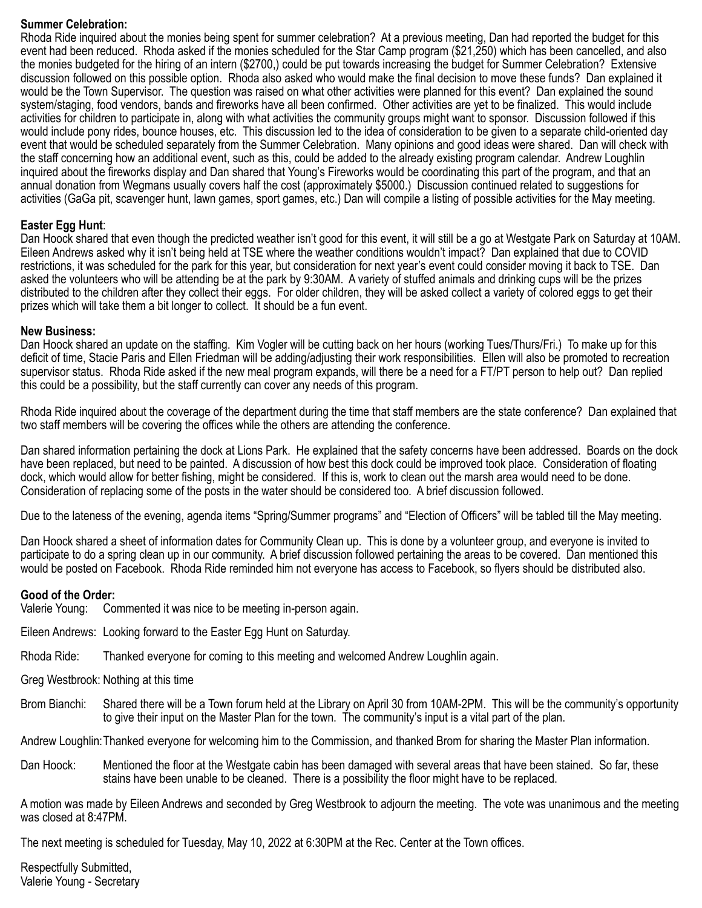**Summer Celebration:**
Rhoda Ride inquired about the monies being spent for summer celebration? At a previous meeting, Dan had reported the budget for this event had been reduced. Rhoda asked if the monies scheduled for the Star Camp program ($21,250) which has been cancelled, and also the monies budgeted for the hiring of an intern ($2700,) could be put towards increasing the budget for Summer Celebration? Extensive discussion followed on this possible option. Rhoda also asked who would make the final decision to move these funds? Dan explained it would be the Town Supervisor. The question was raised on what other activities were planned for this event? Dan explained the sound system/staging, food vendors, bands and fireworks have all been confirmed. Other activities are yet to be finalized. This would include activities for children to participate in, along with what activities the community groups might want to sponsor. Discussion followed if this would include pony rides, bounce houses, etc. This discussion led to the idea of consideration to be given to a separate child-oriented day event that would be scheduled separately from the Summer Celebration. Many opinions and good ideas were shared. Dan will check with the staff concerning how an additional event, such as this, could be added to the already existing program calendar. Andrew Loughlin inquired about the fireworks display and Dan shared that Young's Fireworks would be coordinating this part of the program, and that an annual donation from Wegmans usually covers half the cost (approximately $5000.) Discussion continued related to suggestions for activities (GaGa pit, scavenger hunt, lawn games, sport games, etc.) Dan will compile a listing of possible activities for the May meeting.

**Easter Egg Hunt**:
Dan Hoock shared that even though the predicted weather isn't good for this event, it will still be a go at Westgate Park on Saturday at 10AM. Eileen Andrews asked why it isn't being held at TSE where the weather conditions wouldn't impact? Dan explained that due to COVID restrictions, it was scheduled for the park for this year, but consideration for next year's event could consider moving it back to TSE. Dan asked the volunteers who will be attending be at the park by 9:30AM. A variety of stuffed animals and drinking cups will be the prizes distributed to the children after they collect their eggs. For older children, they will be asked collect a variety of colored eggs to get their prizes which will take them a bit longer to collect. It should be a fun event.

**New Business:**
Dan Hoock shared an update on the staffing. Kim Vogler will be cutting back on her hours (working Tues/Thurs/Fri.) To make up for this deficit of time, Stacie Paris and Ellen Friedman will be adding/adjusting their work responsibilities. Ellen will also be promoted to recreation supervisor status. Rhoda Ride asked if the new meal program expands, will there be a need for a FT/PT person to help out? Dan replied this could be a possibility, but the staff currently can cover any needs of this program.

Rhoda Ride inquired about the coverage of the department during the time that staff members are the state conference? Dan explained that two staff members will be covering the offices while the others are attending the conference.

Dan shared information pertaining the dock at Lions Park. He explained that the safety concerns have been addressed. Boards on the dock have been replaced, but need to be painted. A discussion of how best this dock could be improved took place. Consideration of floating dock, which would allow for better fishing, might be considered. If this is, work to clean out the marsh area would need to be done. Consideration of replacing some of the posts in the water should be considered too. A brief discussion followed.

Due to the lateness of the evening, agenda items "Spring/Summer programs" and "Election of Officers" will be tabled till the May meeting.

Dan Hoock shared a sheet of information dates for Community Clean up. This is done by a volunteer group, and everyone is invited to participate to do a spring clean up in our community. A brief discussion followed pertaining the areas to be covered. Dan mentioned this would be posted on Facebook. Rhoda Ride reminded him not everyone has access to Facebook, so flyers should be distributed also.

**Good of the Order:**

Valerie Young: Commented it was nice to be meeting in-person again.

Eileen Andrews: Looking forward to the Easter Egg Hunt on Saturday.

Rhoda Ride: Thanked everyone for coming to this meeting and welcomed Andrew Loughlin again.

Greg Westbrook: Nothing at this time

Brom Bianchi: Shared there will be a Town forum held at the Library on April 30 from 10AM-2PM. This will be the community's opportunity to give their input on the Master Plan for the town. The community's input is a vital part of the plan.

Andrew Loughlin: Thanked everyone for welcoming him to the Commission, and thanked Brom for sharing the Master Plan information.

Dan Hoock: Mentioned the floor at the Westgate cabin has been damaged with several areas that have been stained. So far, these stains have been unable to be cleaned. There is a possibility the floor might have to be replaced.

A motion was made by Eileen Andrews and seconded by Greg Westbrook to adjourn the meeting. The vote was unanimous and the meeting was closed at 8:47PM.

The next meeting is scheduled for Tuesday, May 10, 2022 at 6:30PM at the Rec. Center at the Town offices.

Respectfully Submitted,
Valerie Young - Secretary